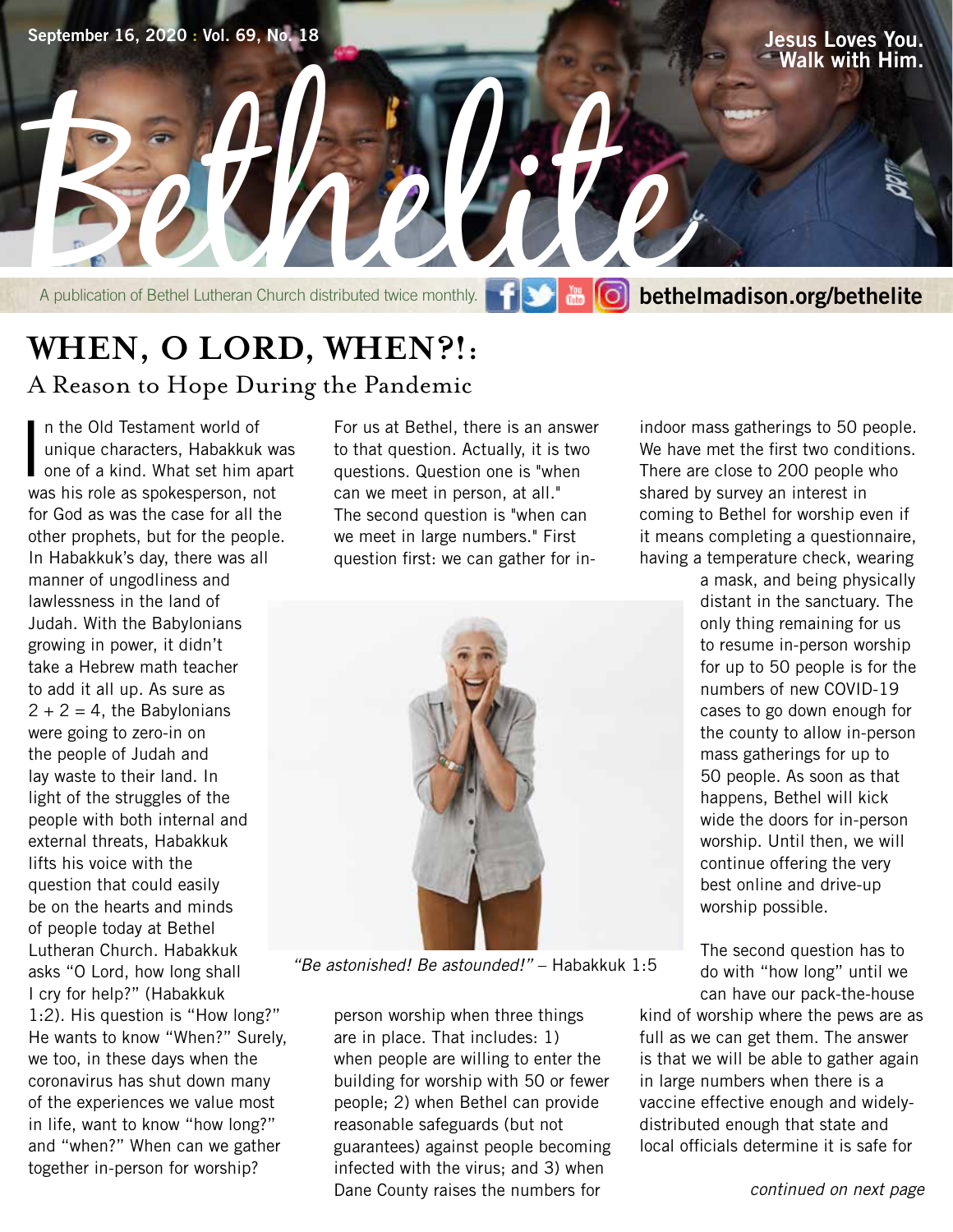September 16, 2020 : Vol. 69, No. 18

Jesus Loves You. Walk with Him.

# Bethelite

A publication of Bethel Lutheran Church distributed twice monthly. bethelmadison.org/bethelite

## WHEN, O LORD, WHEN?!:

### A Reason to Hope During the Pandemic

In the Old Testament world of unique characters, Habakkuk was one of a kind. What set him apart was his role as spokesperson, not for God as was the case for all the other prophets, but for the people. In Habakkuk's day, there was all manner of ungodliness and lawlessness in the land of Judah. With the Babylonians growing in power, it didn't take a Hebrew math teacher to add it all up. As sure as 2 + 2 = 4, the Babylonians were going to zero-in on the people of Judah and lay waste to their land. In light of the struggles of the people with both internal and external threats, Habakkuk lifts his voice with the question that could easily be on the hearts and minds of people today at Bethel Lutheran Church. Habakkuk asks "O Lord, how long shall I cry for help?" (Habakkuk 1:2). His question is "How long?" He wants to know "When?" Surely, we too, in these days when the coronavirus has shut down many of the experiences we value most in life, want to know "how long?" and "when?" When can we gather together in-person for worship?

For us at Bethel, there is an answer to that question. Actually, it is two questions. Question one is "when can we meet in person, at all." The second question is "when can we meet in large numbers." First question first: we can gather for in-person worship when three things are in place. That includes: 1) when people are willing to enter the building for worship with 50 or fewer people; 2) when Bethel can provide reasonable safeguards (but not guarantees) against people becoming infected with the virus; and 3) when Dane County raises the numbers for indoor mass gatherings to 50 people. We have met the first two conditions. There are close to 200 people who shared by survey an interest in coming to Bethel for worship even if it means completing a questionnaire, having a temperature check, wearing a mask, and being physically distant in the sanctuary. The only thing remaining for us to resume in-person worship for up to 50 people is for the numbers of new COVID-19 cases to go down enough for the county to allow in-person mass gatherings for up to 50 people. As soon as that happens, Bethel will kick wide the doors for in-person worship. Until then, we will continue offering the very best online and drive-up worship possible.

*"Be astonished! Be astounded!"* – Habakkuk 1:5

The second question has to do with "how long" until we can have our pack-the-house kind of worship where the pews are as full as we can get them. The answer is that we will be able to gather again in large numbers when there is a vaccine effective enough and widely-distributed enough that state and local officials determine it is safe for

*continued on next page*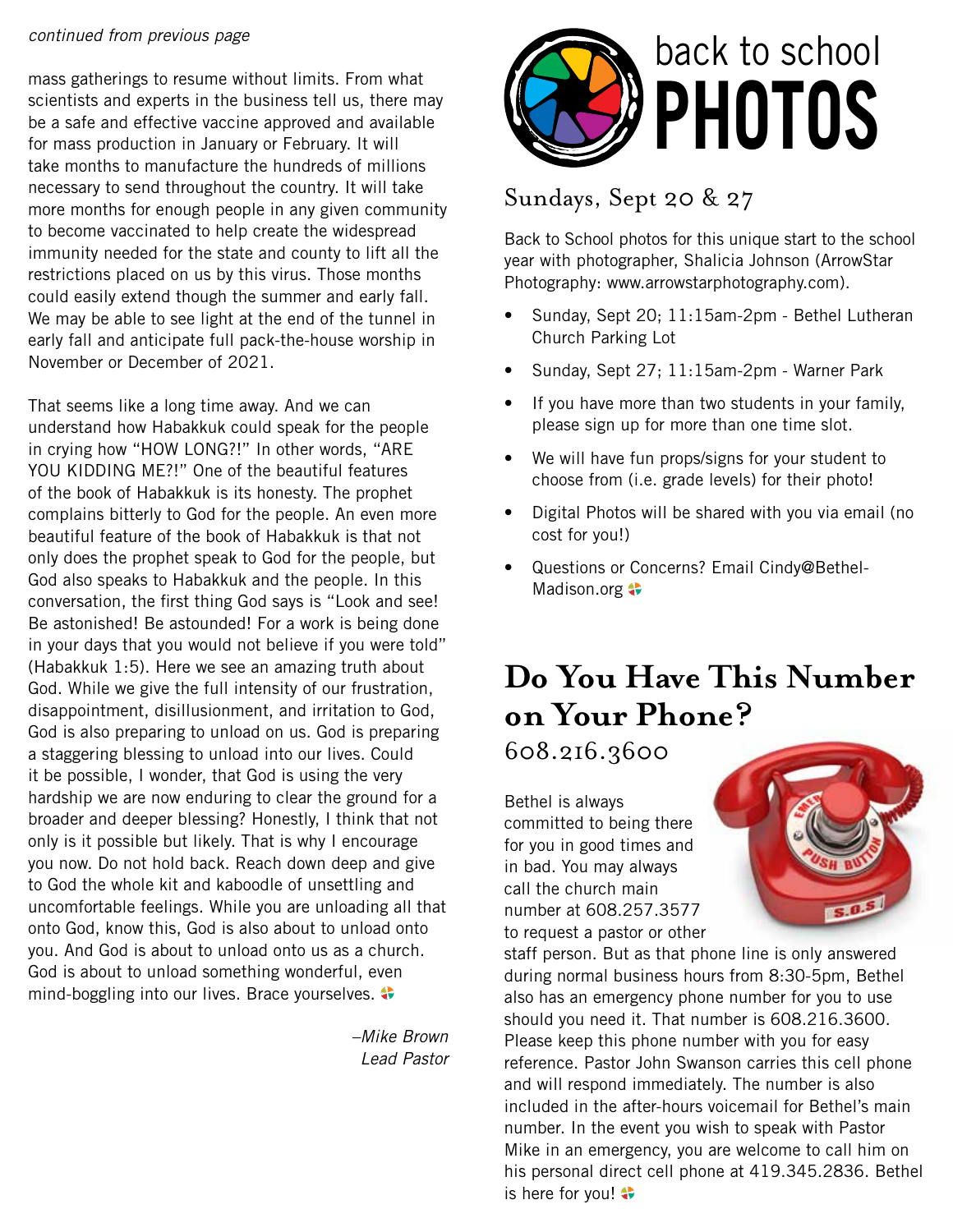*continued from previous page*

mass gatherings to resume without limits. From what scientists and experts in the business tell us, there may be a safe and effective vaccine approved and available for mass production in January or February. It will take months to manufacture the hundreds of millions necessary to send throughout the country. It will take more months for enough people in any given community to become vaccinated to help create the widespread immunity needed for the state and county to lift all the restrictions placed on us by this virus. Those months could easily extend though the summer and early fall. We may be able to see light at the end of the tunnel in early fall and anticipate full pack-the-house worship in November or December of 2021.

That seems like a long time away. And we can understand how Habakkuk could speak for the people in crying how "HOW LONG?!" In other words, "ARE YOU KIDDING ME?!" One of the beautiful features of the book of Habakkuk is its honesty. The prophet complains bitterly to God for the people. An even more beautiful feature of the book of Habakkuk is that not only does the prophet speak to God for the people, but God also speaks to Habakkuk and the people. In this conversation, the first thing God says is "Look and see! Be astonished! Be astounded! For a work is being done in your days that you would not believe if you were told" (Habakkuk 1:5). Here we see an amazing truth about God. While we give the full intensity of our frustration, disappointment, disillusionment, and irritation to God, God is also preparing to unload on us. God is preparing a staggering blessing to unload into our lives. Could it be possible, I wonder, that God is using the very hardship we are now enduring to clear the ground for a broader and deeper blessing? Honestly, I think that not only is it possible but likely. That is why I encourage you now. Do not hold back. Reach down deep and give to God the whole kit and kaboodle of unsettling and uncomfortable feelings. While you are unloading all that onto God, know this, God is also about to unload onto you. And God is about to unload onto us as a church. God is about to unload something wonderful, even mind-boggling into our lives. Brace yourselves.

*–Mike Brown*
*Lead Pastor*

# back to school PHOTOS

## Sundays, Sept 20 & 27

Back to School photos for this unique start to the school year with photographer, Shalicia Johnson (ArrowStar Photography: www.arrowstarphotography.com).

- Sunday, Sept 20; 11:15am-2pm - Bethel Lutheran Church Parking Lot
- Sunday, Sept 27; 11:15am-2pm - Warner Park
- If you have more than two students in your family, please sign up for more than one time slot.
- We will have fun props/signs for your student to choose from (i.e. grade levels) for their photo!
- Digital Photos will be shared with you via email (no cost for you!)
- Questions or Concerns? Email Cindy@Bethel-Madison.org

# Do You Have This Number on Your Phone?

## 608.216.3600

Bethel is always committed to being there for you in good times and in bad. You may always call the church main number at 608.257.3577 to request a pastor or other staff person. But as that phone line is only answered during normal business hours from 8:30-5pm, Bethel also has an emergency phone number for you to use should you need it. That number is 608.216.3600. Please keep this phone number with you for easy reference. Pastor John Swanson carries this cell phone and will respond immediately. The number is also included in the after-hours voicemail for Bethel's main number. In the event you wish to speak with Pastor Mike in an emergency, you are welcome to call him on his personal direct cell phone at 419.345.2836. Bethel is here for you!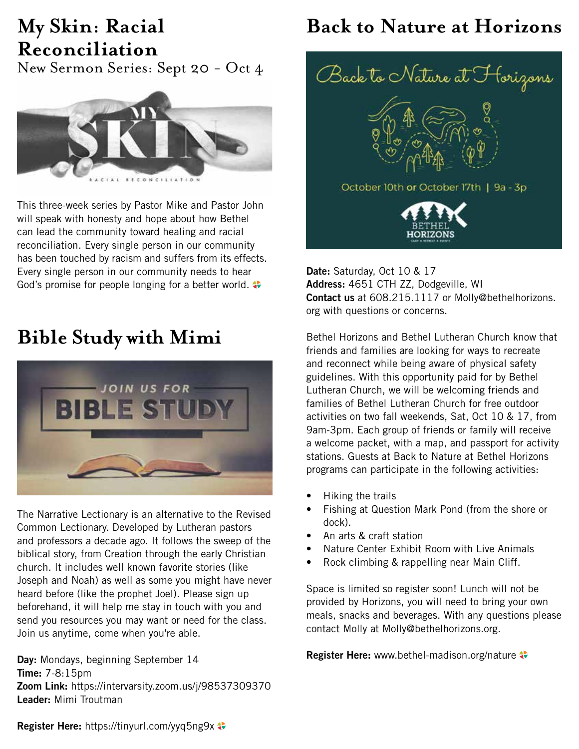# My Skin: Racial Reconciliation

New Sermon Series: Sept 20 - Oct 4

This three-week series by Pastor Mike and Pastor John will speak with honesty and hope about how Bethel can lead the community toward healing and racial reconciliation. Every single person in our community has been touched by racism and suffers from its effects. Every single person in our community needs to hear God's promise for people longing for a better world.

# Bible Study with Mimi

The Narrative Lectionary is an alternative to the Revised Common Lectionary. Developed by Lutheran pastors and professors a decade ago. It follows the sweep of the biblical story, from Creation through the early Christian church. It includes well known favorite stories (like Joseph and Noah) as well as some you might have never heard before (like the prophet Joel). Please sign up beforehand, it will help me stay in touch with you and send you resources you may want or need for the class. Join us anytime, come when you're able.

**Day:** Mondays, beginning September 14
**Time:** 7-8:15pm
**Zoom Link:** https://intervarsity.zoom.us/j/98537309370
**Leader:** Mimi Troutman

**Register Here:** https://tinyurl.com/yyq5ng9x

# Back to Nature at Horizons

**Date:** Saturday, Oct 10 & 17
**Address:** 4651 CTH ZZ, Dodgeville, WI
**Contact us** at 608.215.1117 or Molly@bethelhorizons.org with questions or concerns.

Bethel Horizons and Bethel Lutheran Church know that friends and families are looking for ways to recreate and reconnect while being aware of physical safety guidelines. With this opportunity paid for by Bethel Lutheran Church, we will be welcoming friends and families of Bethel Lutheran Church for free outdoor activities on two fall weekends, Sat, Oct 10 & 17, from 9am-3pm. Each group of friends or family will receive a welcome packet, with a map, and passport for activity stations. Guests at Back to Nature at Bethel Horizons programs can participate in the following activities:

- Hiking the trails
- Fishing at Question Mark Pond (from the shore or dock).
- An arts & craft station
- Nature Center Exhibit Room with Live Animals
- Rock climbing & rappelling near Main Cliff.

Space is limited so register soon! Lunch will not be provided by Horizons, you will need to bring your own meals, snacks and beverages. With any questions please contact Molly at Molly@bethelhorizons.org.

**Register Here:** www.bethel-madison.org/nature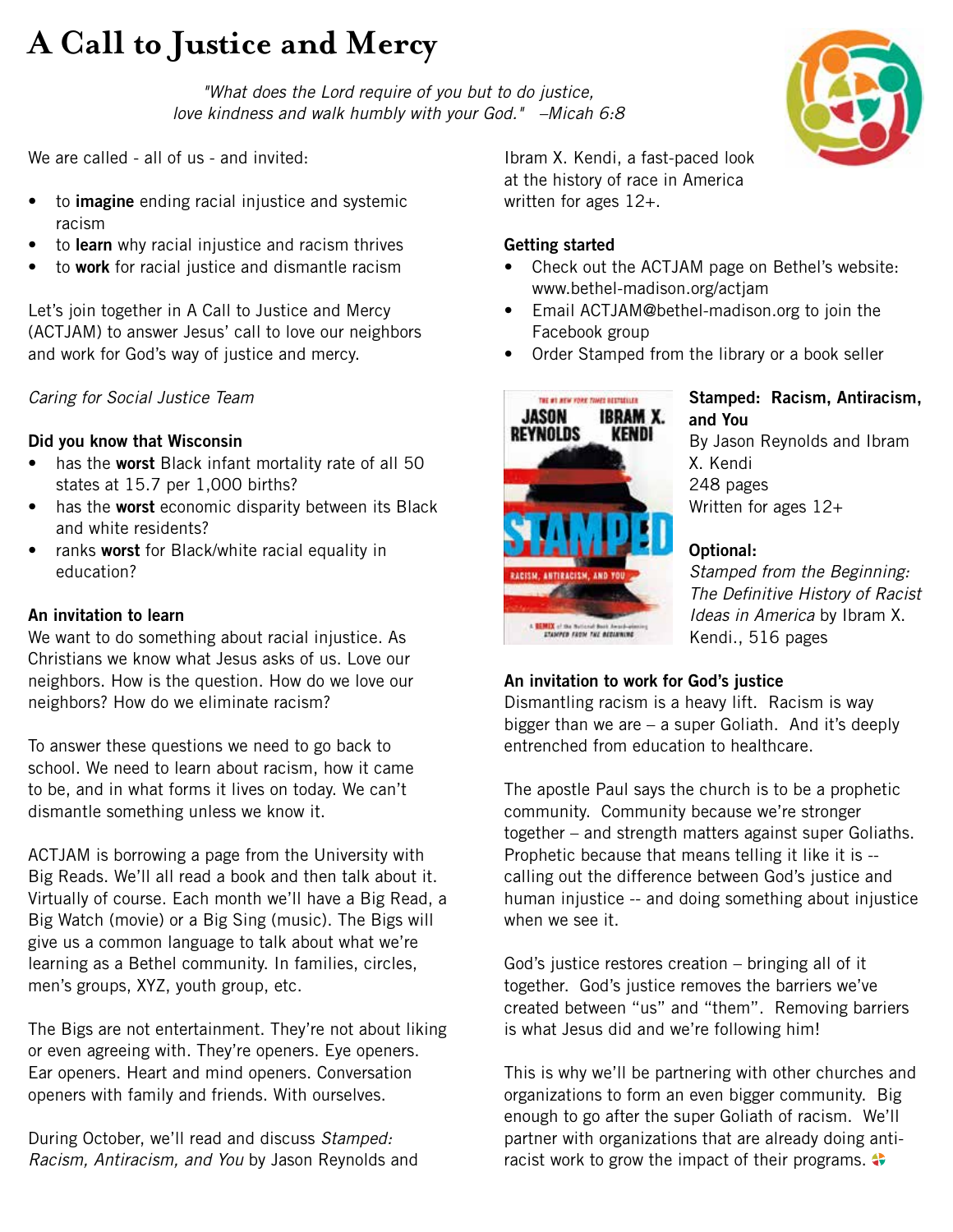# A Call to Justice and Mercy

*"What does the Lord require of you but to do justice,*
*love kindness and walk humbly with your God." –Micah 6:8*

We are called - all of us - and invited:

- to **imagine** ending racial injustice and systemic racism
- to **learn** why racial injustice and racism thrives
- to **work** for racial justice and dismantle racism

Let's join together in A Call to Justice and Mercy (ACTJAM) to answer Jesus' call to love our neighbors and work for God's way of justice and mercy.

*Caring for Social Justice Team*

**Did you know that Wisconsin**

- has the **worst** Black infant mortality rate of all 50 states at 15.7 per 1,000 births?
- has the **worst** economic disparity between its Black and white residents?
- ranks **worst** for Black/white racial equality in education?

**An invitation to learn**

We want to do something about racial injustice. As Christians we know what Jesus asks of us. Love our neighbors. How is the question. How do we love our neighbors? How do we eliminate racism?

To answer these questions we need to go back to school. We need to learn about racism, how it came to be, and in what forms it lives on today. We can't dismantle something unless we know it.

ACTJAM is borrowing a page from the University with Big Reads. We'll all read a book and then talk about it. Virtually of course. Each month we'll have a Big Read, a Big Watch (movie) or a Big Sing (music). The Bigs will give us a common language to talk about what we're learning as a Bethel community. In families, circles, men's groups, XYZ, youth group, etc.

The Bigs are not entertainment. They're not about liking or even agreeing with. They're openers. Eye openers. Ear openers. Heart and mind openers. Conversation openers with family and friends. With ourselves.

During October, we'll read and discuss *Stamped: Racism, Antiracism, and You* by Jason Reynolds and Ibram X. Kendi, a fast-paced look at the history of race in America written for ages 12+.

**Getting started**

- Check out the ACTJAM page on Bethel's website: www.bethel-madison.org/actjam
- Email ACTJAM@bethel-madison.org to join the Facebook group
- Order Stamped from the library or a book seller

**Stamped: Racism, Antiracism, and You**
By Jason Reynolds and Ibram X. Kendi
248 pages
Written for ages 12+

**Optional:**
*Stamped from the Beginning: The Definitive History of Racist Ideas in America* by Ibram X. Kendi., 516 pages

**An invitation to work for God's justice**

Dismantling racism is a heavy lift. Racism is way bigger than we are – a super Goliath. And it's deeply entrenched from education to healthcare.

The apostle Paul says the church is to be a prophetic community. Community because we're stronger together – and strength matters against super Goliaths. Prophetic because that means telling it like it is -- calling out the difference between God's justice and human injustice -- and doing something about injustice when we see it.

God's justice restores creation – bringing all of it together. God's justice removes the barriers we've created between "us" and "them". Removing barriers is what Jesus did and we're following him!

This is why we'll be partnering with other churches and organizations to form an even bigger community. Big enough to go after the super Goliath of racism. We'll partner with organizations that are already doing anti-racist work to grow the impact of their programs.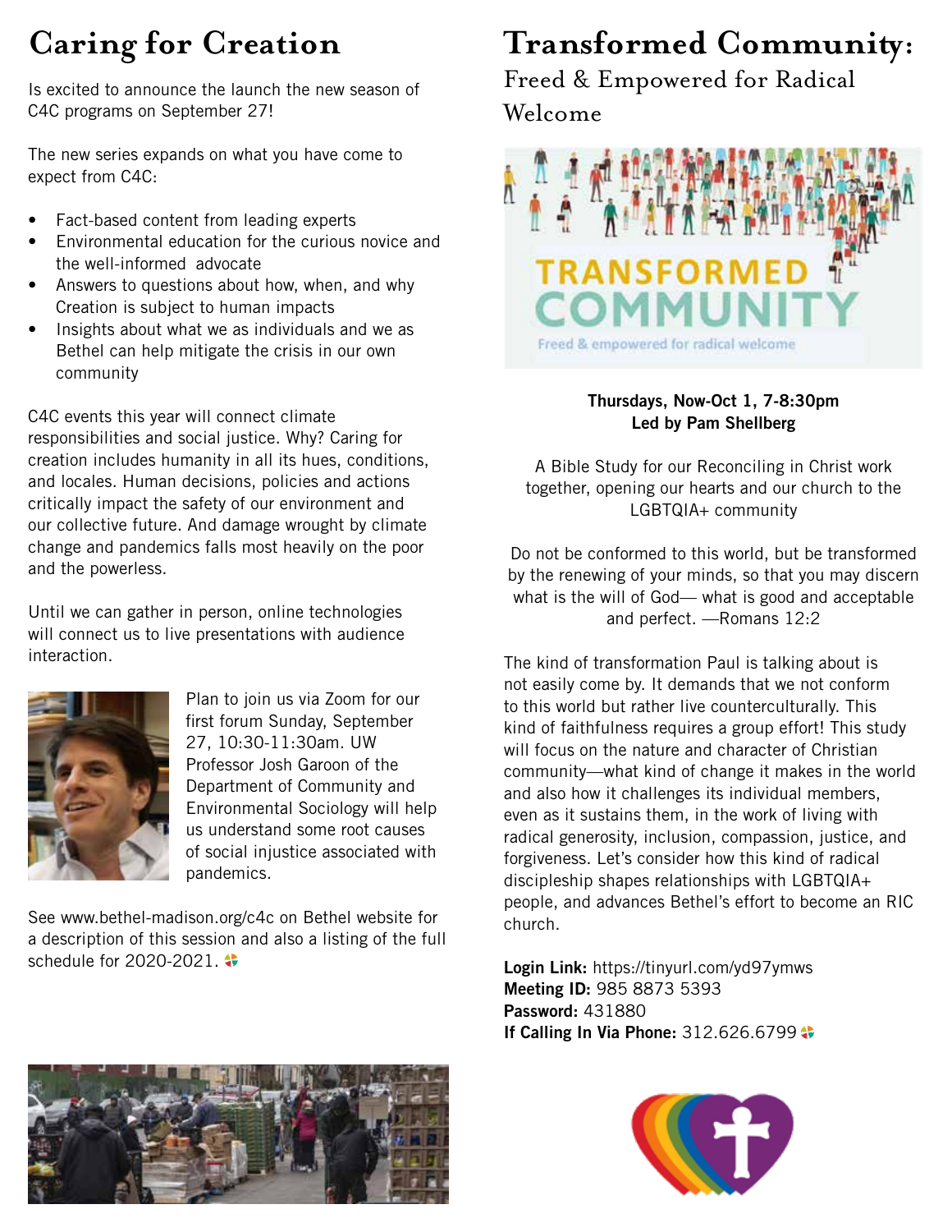# Caring for Creation

Is excited to announce the launch the new season of C4C programs on September 27!

The new series expands on what you have come to expect from C4C:

- Fact-based content from leading experts
- Environmental education for the curious novice and the well-informed advocate
- Answers to questions about how, when, and why Creation is subject to human impacts
- Insights about what we as individuals and we as Bethel can help mitigate the crisis in our own community

C4C events this year will connect climate responsibilities and social justice. Why? Caring for creation includes humanity in all its hues, conditions, and locales. Human decisions, policies and actions critically impact the safety of our environment and our collective future. And damage wrought by climate change and pandemics falls most heavily on the poor and the powerless.

Until we can gather in person, online technologies will connect us to live presentations with audience interaction.

Plan to join us via Zoom for our first forum Sunday, September 27, 10:30-11:30am. UW Professor Josh Garoon of the Department of Community and Environmental Sociology will help us understand some root causes of social injustice associated with pandemics.

See www.bethel-madison.org/c4c on Bethel website for a description of this session and also a listing of the full schedule for 2020-2021.

# Transformed Community:

## Freed & Empowered for Radical Welcome

**Thursdays, Now-Oct 1, 7-8:30pm**
**Led by Pam Shellberg**

A Bible Study for our Reconciling in Christ work together, opening our hearts and our church to the LGBTQIA+ community

Do not be conformed to this world, but be transformed by the renewing of your minds, so that you may discern what is the will of God— what is good and acceptable and perfect. —Romans 12:2

The kind of transformation Paul is talking about is not easily come by. It demands that we not conform to this world but rather live counterculturally. This kind of faithfulness requires a group effort! This study will focus on the nature and character of Christian community—what kind of change it makes in the world and also how it challenges its individual members, even as it sustains them, in the work of living with radical generosity, inclusion, compassion, justice, and forgiveness. Let's consider how this kind of radical discipleship shapes relationships with LGBTQIA+ people, and advances Bethel's effort to become an RIC church.

**Login Link:** https://tinyurl.com/yd97ymws
**Meeting ID:** 985 8873 5393
**Password:** 431880
**If Calling In Via Phone:** 312.626.6799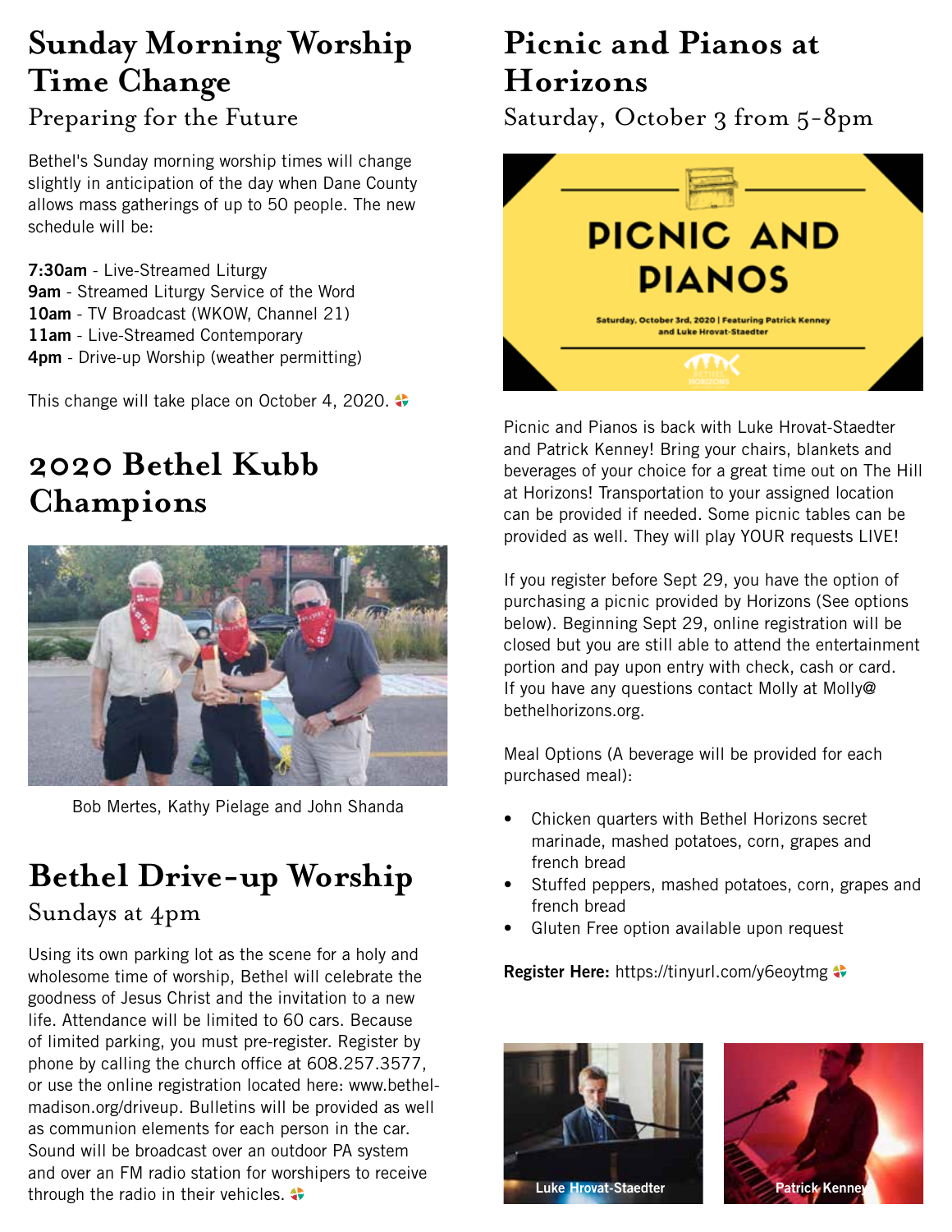# Sunday Morning Worship Time Change

## Preparing for the Future

Bethel's Sunday morning worship times will change slightly in anticipation of the day when Dane County allows mass gatherings of up to 50 people. The new schedule will be:

**7:30am** - Live-Streamed Liturgy
**9am** - Streamed Liturgy Service of the Word
**10am** - TV Broadcast (WKOW, Channel 21)
**11am** - Live-Streamed Contemporary
**4pm** - Drive-up Worship (weather permitting)

This change will take place on October 4, 2020.

# 2020 Bethel Kubb Champions

Bob Mertes, Kathy Pielage and John Shanda

# Bethel Drive-up Worship

## Sundays at 4pm

Using its own parking lot as the scene for a holy and wholesome time of worship, Bethel will celebrate the goodness of Jesus Christ and the invitation to a new life. Attendance will be limited to 60 cars. Because of limited parking, you must pre-register. Register by phone by calling the church office at 608.257.3577, or use the online registration located here: www.bethel-madison.org/driveup. Bulletins will be provided as well as communion elements for each person in the car. Sound will be broadcast over an outdoor PA system and over an FM radio station for worshipers to receive through the radio in their vehicles.

# Picnic and Pianos at Horizons

## Saturday, October 3 from 5-8pm

PICNIC AND PIANOS

Saturday, October 3rd, 2020 | Featuring Patrick Kenney and Luke Hrovat-Staedter

Picnic and Pianos is back with Luke Hrovat-Staedter and Patrick Kenney! Bring your chairs, blankets and beverages of your choice for a great time out on The Hill at Horizons! Transportation to your assigned location can be provided if needed. Some picnic tables can be provided as well. They will play YOUR requests LIVE!

If you register before Sept 29, you have the option of purchasing a picnic provided by Horizons (See options below). Beginning Sept 29, online registration will be closed but you are still able to attend the entertainment portion and pay upon entry with check, cash or card. If you have any questions contact Molly at Molly@bethelhorizons.org.

Meal Options (A beverage will be provided for each purchased meal):

- Chicken quarters with Bethel Horizons secret marinade, mashed potatoes, corn, grapes and french bread
- Stuffed peppers, mashed potatoes, corn, grapes and french bread
- Gluten Free option available upon request

**Register Here:** https://tinyurl.com/y6eoytmg

Luke Hrovat-Staedter

Patrick Kenney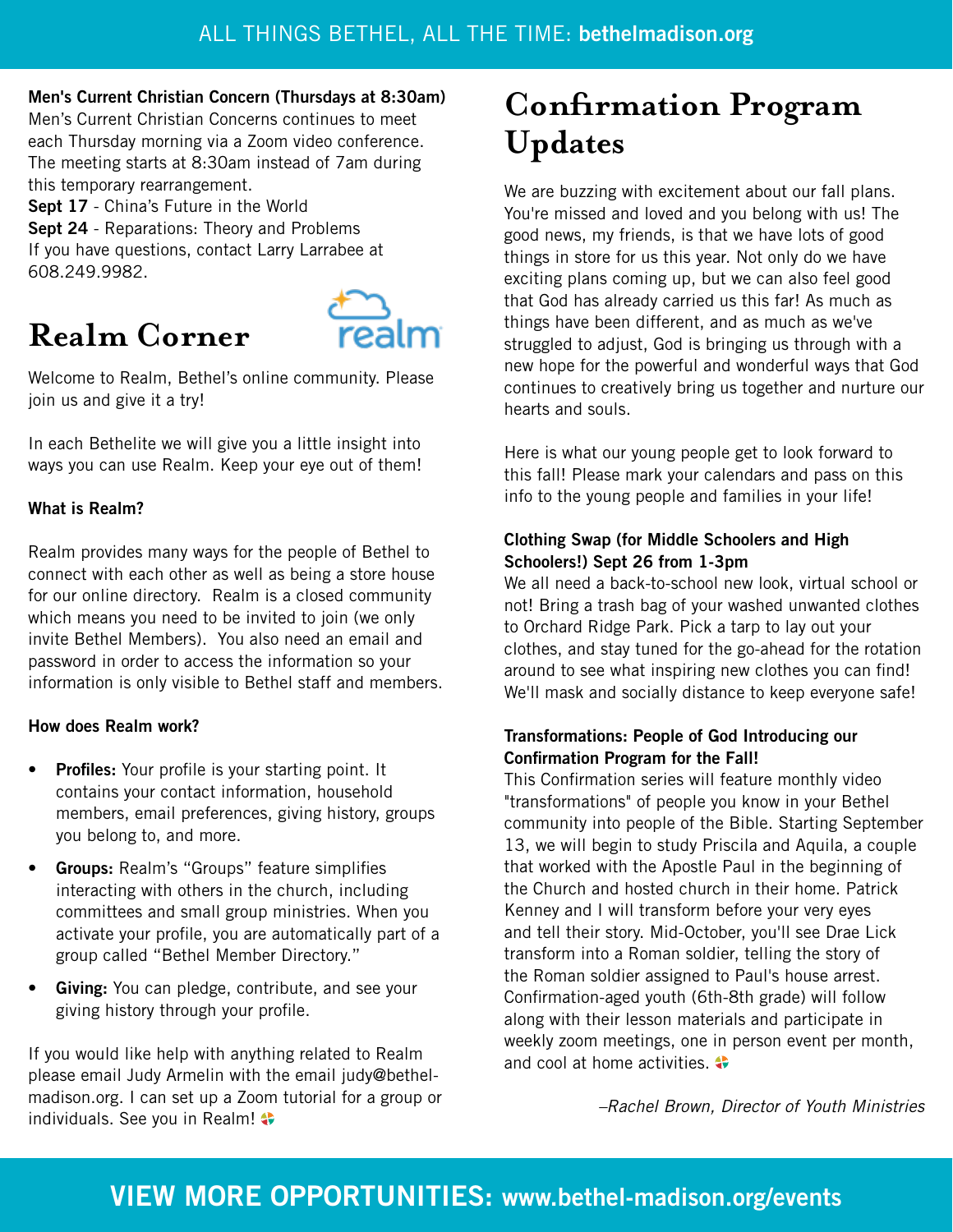**Men's Current Christian Concern (Thursdays at 8:30am)**
Men's Current Christian Concerns continues to meet each Thursday morning via a Zoom video conference. The meeting starts at 8:30am instead of 7am during this temporary rearrangement.
**Sept 17** - China's Future in the World
**Sept 24** - Reparations: Theory and Problems
If you have questions, contact Larry Larrabee at 608.249.9982.

## Realm Corner

Welcome to Realm, Bethel's online community. Please join us and give it a try!

In each Bethelite we will give you a little insight into ways you can use Realm. Keep your eye out of them!

**What is Realm?**

Realm provides many ways for the people of Bethel to connect with each other as well as being a store house for our online directory. Realm is a closed community which means you need to be invited to join (we only invite Bethel Members). You also need an email and password in order to access the information so your information is only visible to Bethel staff and members.

**How does Realm work?**

- **Profiles:** Your profile is your starting point. It contains your contact information, household members, email preferences, giving history, groups you belong to, and more.
- **Groups:** Realm's "Groups" feature simplifies interacting with others in the church, including committees and small group ministries. When you activate your profile, you are automatically part of a group called "Bethel Member Directory."
- **Giving:** You can pledge, contribute, and see your giving history through your profile.

If you would like help with anything related to Realm please email Judy Armelin with the email judy@bethel-madison.org. I can set up a Zoom tutorial for a group or individuals. See you in Realm!

## Confirmation Program Updates

We are buzzing with excitement about our fall plans. You're missed and loved and you belong with us! The good news, my friends, is that we have lots of good things in store for us this year. Not only do we have exciting plans coming up, but we can also feel good that God has already carried us this far! As much as things have been different, and as much as we've struggled to adjust, God is bringing us through with a new hope for the powerful and wonderful ways that God continues to creatively bring us together and nurture our hearts and souls.

Here is what our young people get to look forward to this fall! Please mark your calendars and pass on this info to the young people and families in your life!

**Clothing Swap (for Middle Schoolers and High Schoolers!) Sept 26 from 1-3pm**
We all need a back-to-school new look, virtual school or not! Bring a trash bag of your washed unwanted clothes to Orchard Ridge Park. Pick a tarp to lay out your clothes, and stay tuned for the go-ahead for the rotation around to see what inspiring new clothes you can find! We'll mask and socially distance to keep everyone safe!

**Transformations: People of God Introducing our Confirmation Program for the Fall!**
This Confirmation series will feature monthly video "transformations" of people you know in your Bethel community into people of the Bible. Starting September 13, we will begin to study Priscila and Aquila, a couple that worked with the Apostle Paul in the beginning of the Church and hosted church in their home. Patrick Kenney and I will transform before your very eyes and tell their story. Mid-October, you'll see Drae Lick transform into a Roman soldier, telling the story of the Roman soldier assigned to Paul's house arrest. Confirmation-aged youth (6th-8th grade) will follow along with their lesson materials and participate in weekly zoom meetings, one in person event per month, and cool at home activities.

*–Rachel Brown, Director of Youth Ministries*

**VIEW MORE OPPORTUNITIES: www.bethel-madison.org/events**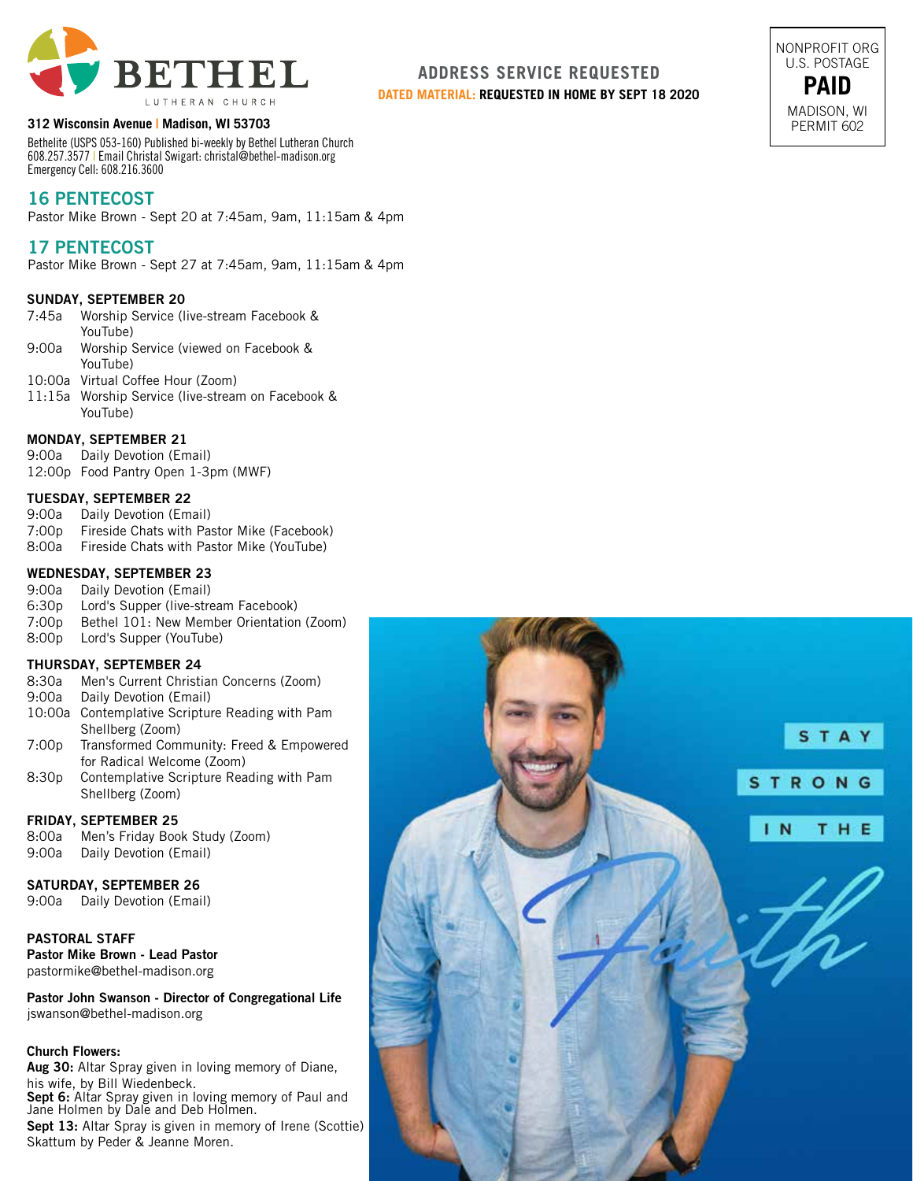BETHEL

LUTHERAN CHURCH

**312 Wisconsin Avenue | Madison, WI 53703**

Bethelite (USPS 053-160) Published bi-weekly by Bethel Lutheran Church
608.257.3577 | Email Christal Swigart: christal@bethel-madison.org
Emergency Cell: 608.216.3600

**ADDRESS SERVICE REQUESTED**

**DATED MATERIAL: REQUESTED IN HOME BY SEPT 18 2020**

NONPROFIT ORG
U.S. POSTAGE
**PAID**
MADISON, WI
PERMIT 602

## 16 PENTECOST

Pastor Mike Brown - Sept 20 at 7:45am, 9am, 11:15am & 4pm

## 17 PENTECOST

Pastor Mike Brown - Sept 27 at 7:45am, 9am, 11:15am & 4pm

**SUNDAY, SEPTEMBER 20**

7:45a Worship Service (live-stream Facebook & YouTube)
9:00a Worship Service (viewed on Facebook & YouTube)
10:00a Virtual Coffee Hour (Zoom)
11:15a Worship Service (live-stream on Facebook & YouTube)

**MONDAY, SEPTEMBER 21**

9:00a Daily Devotion (Email)
12:00p Food Pantry Open 1-3pm (MWF)

**TUESDAY, SEPTEMBER 22**

9:00a Daily Devotion (Email)
7:00p Fireside Chats with Pastor Mike (Facebook)
8:00a Fireside Chats with Pastor Mike (YouTube)

**WEDNESDAY, SEPTEMBER 23**

9:00a Daily Devotion (Email)
6:30p Lord's Supper (live-stream Facebook)
7:00p Bethel 101: New Member Orientation (Zoom)
8:00p Lord's Supper (YouTube)

**THURSDAY, SEPTEMBER 24**

8:30a Men's Current Christian Concerns (Zoom)
9:00a Daily Devotion (Email)
10:00a Contemplative Scripture Reading with Pam Shellberg (Zoom)
7:00p Transformed Community: Freed & Empowered for Radical Welcome (Zoom)
8:30p Contemplative Scripture Reading with Pam Shellberg (Zoom)

**FRIDAY, SEPTEMBER 25**

8:00a Men's Friday Book Study (Zoom)
9:00a Daily Devotion (Email)

**SATURDAY, SEPTEMBER 26**

9:00a Daily Devotion (Email)

**PASTORAL STAFF**

**Pastor Mike Brown - Lead Pastor**
pastormike@bethel-madison.org

**Pastor John Swanson - Director of Congregational Life**
jswanson@bethel-madison.org

**Church Flowers:**

**Aug 30:** Altar Spray given in loving memory of Diane, his wife, by Bill Wiedenbeck.
**Sept 6:** Altar Spray given in loving memory of Paul and Jane Holmen by Dale and Deb Holmen.
**Sept 13:** Altar Spray is given in memory of Irene (Scottie) Skattum by Peder & Jeanne Moren.

STAY STRONG IN THE Faith